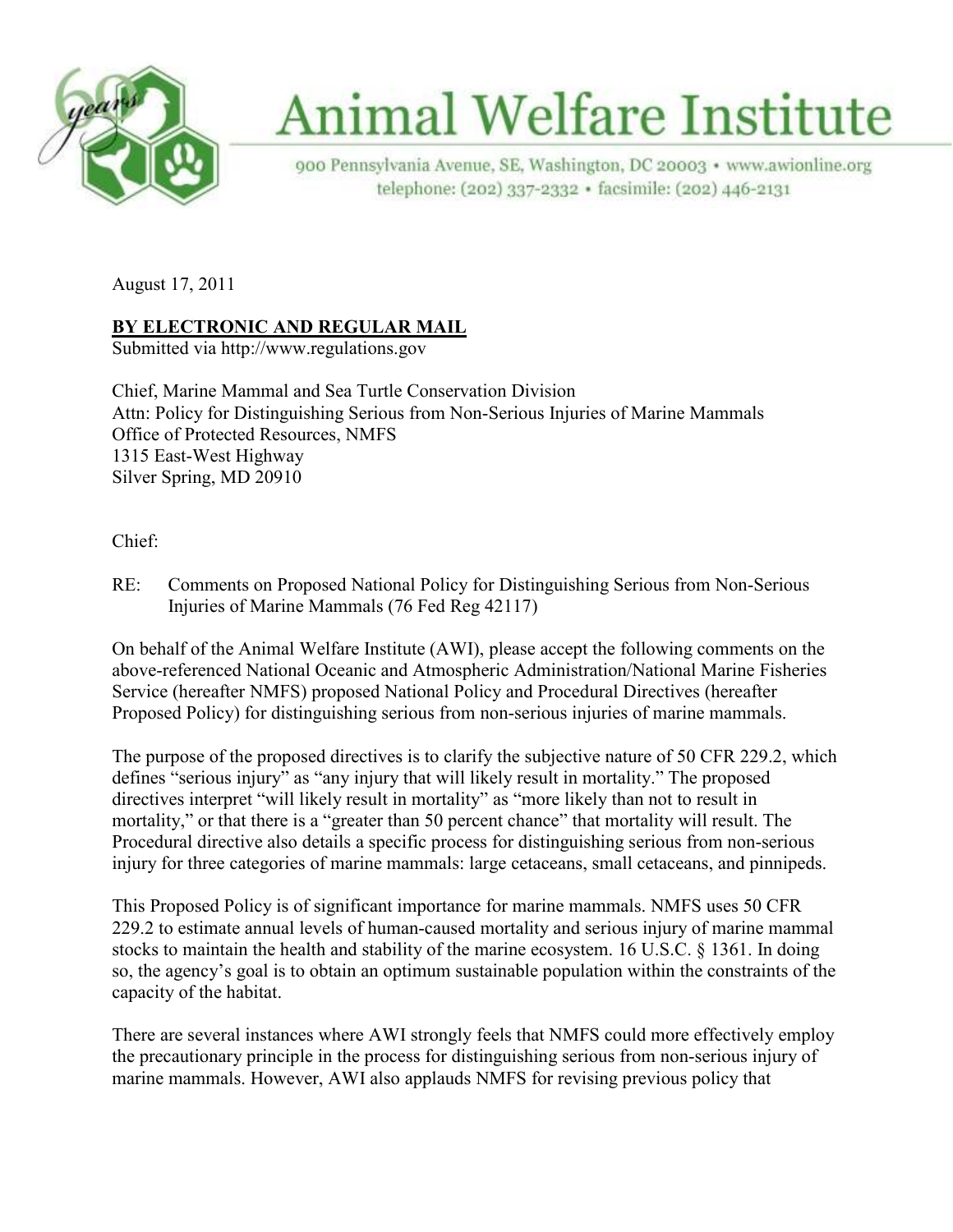# Animal Welfare Institute

900 Pennsylvania Avenue, SE, Washington, DC 20003 • www.awionline.org
telephone: (202) 337-2332 • facsimile: (202) 446-2131

August 17, 2011

**BY ELECTRONIC AND REGULAR MAIL**
Submitted via http://www.regulations.gov

Chief, Marine Mammal and Sea Turtle Conservation Division
Attn: Policy for Distinguishing Serious from Non-Serious Injuries of Marine Mammals
Office of Protected Resources, NMFS
1315 East-West Highway
Silver Spring, MD 20910

Chief:

RE: Comments on Proposed National Policy for Distinguishing Serious from Non-Serious Injuries of Marine Mammals (76 Fed Reg 42117)

On behalf of the Animal Welfare Institute (AWI), please accept the following comments on the above-referenced National Oceanic and Atmospheric Administration/National Marine Fisheries Service (hereafter NMFS) proposed National Policy and Procedural Directives (hereafter Proposed Policy) for distinguishing serious from non-serious injuries of marine mammals.

The purpose of the proposed directives is to clarify the subjective nature of 50 CFR 229.2, which defines "serious injury" as "any injury that will likely result in mortality." The proposed directives interpret "will likely result in mortality" as "more likely than not to result in mortality," or that there is a "greater than 50 percent chance" that mortality will result. The Procedural directive also details a specific process for distinguishing serious from non-serious injury for three categories of marine mammals: large cetaceans, small cetaceans, and pinnipeds.

This Proposed Policy is of significant importance for marine mammals. NMFS uses 50 CFR 229.2 to estimate annual levels of human-caused mortality and serious injury of marine mammal stocks to maintain the health and stability of the marine ecosystem. 16 U.S.C. § 1361. In doing so, the agency's goal is to obtain an optimum sustainable population within the constraints of the capacity of the habitat.

There are several instances where AWI strongly feels that NMFS could more effectively employ the precautionary principle in the process for distinguishing serious from non-serious injury of marine mammals. However, AWI also applauds NMFS for revising previous policy that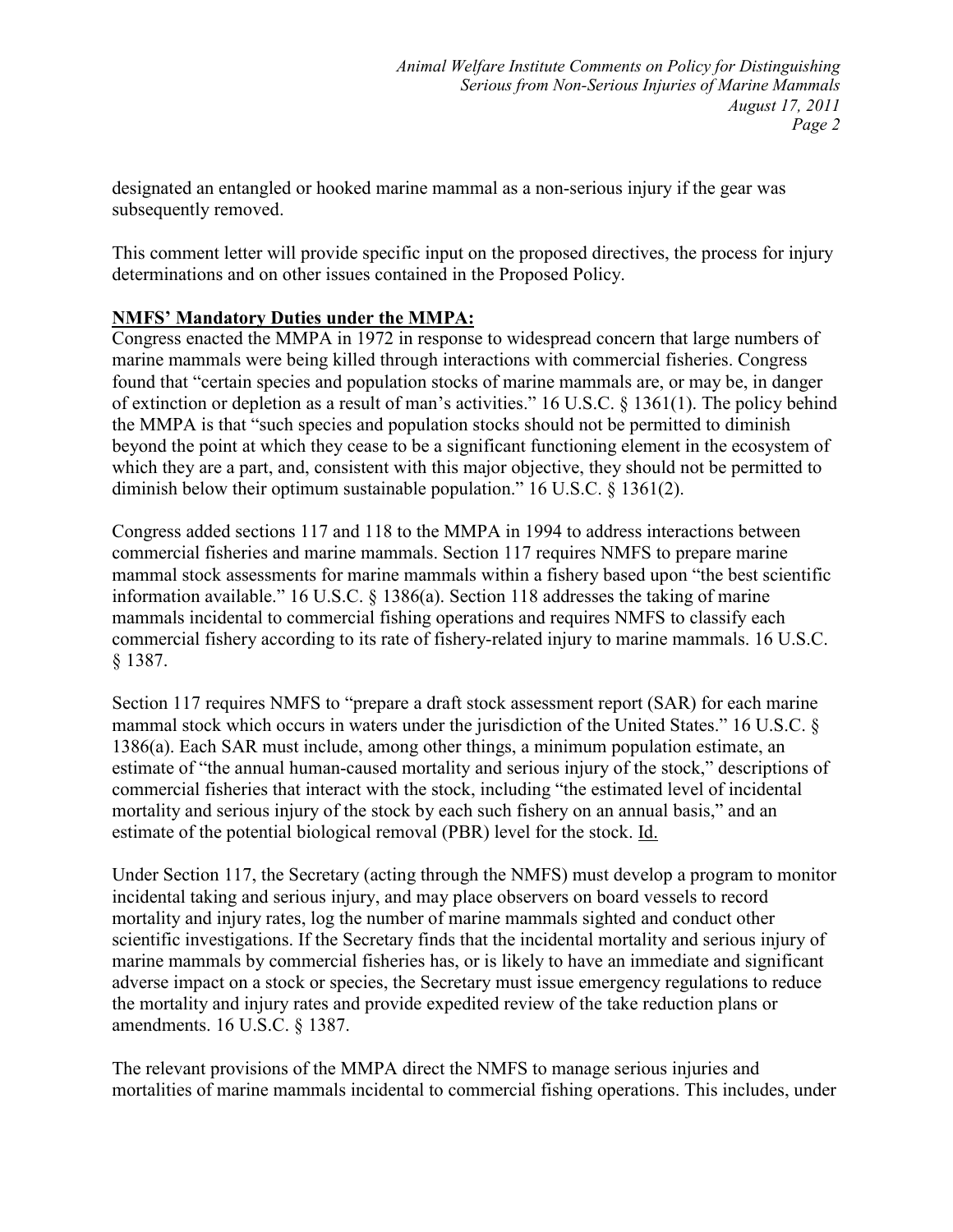designated an entangled or hooked marine mammal as a non-serious injury if the gear was subsequently removed.

This comment letter will provide specific input on the proposed directives, the process for injury determinations and on other issues contained in the Proposed Policy.

**NMFS' Mandatory Duties under the MMPA:**

Congress enacted the MMPA in 1972 in response to widespread concern that large numbers of marine mammals were being killed through interactions with commercial fisheries. Congress found that "certain species and population stocks of marine mammals are, or may be, in danger of extinction or depletion as a result of man's activities." 16 U.S.C. § 1361(1). The policy behind the MMPA is that "such species and population stocks should not be permitted to diminish beyond the point at which they cease to be a significant functioning element in the ecosystem of which they are a part, and, consistent with this major objective, they should not be permitted to diminish below their optimum sustainable population." 16 U.S.C. § 1361(2).

Congress added sections 117 and 118 to the MMPA in 1994 to address interactions between commercial fisheries and marine mammals. Section 117 requires NMFS to prepare marine mammal stock assessments for marine mammals within a fishery based upon "the best scientific information available." 16 U.S.C. § 1386(a). Section 118 addresses the taking of marine mammals incidental to commercial fishing operations and requires NMFS to classify each commercial fishery according to its rate of fishery-related injury to marine mammals. 16 U.S.C. § 1387.

Section 117 requires NMFS to "prepare a draft stock assessment report (SAR) for each marine mammal stock which occurs in waters under the jurisdiction of the United States." 16 U.S.C. § 1386(a). Each SAR must include, among other things, a minimum population estimate, an estimate of "the annual human-caused mortality and serious injury of the stock," descriptions of commercial fisheries that interact with the stock, including "the estimated level of incidental mortality and serious injury of the stock by each such fishery on an annual basis," and an estimate of the potential biological removal (PBR) level for the stock. Id.

Under Section 117, the Secretary (acting through the NMFS) must develop a program to monitor incidental taking and serious injury, and may place observers on board vessels to record mortality and injury rates, log the number of marine mammals sighted and conduct other scientific investigations. If the Secretary finds that the incidental mortality and serious injury of marine mammals by commercial fisheries has, or is likely to have an immediate and significant adverse impact on a stock or species, the Secretary must issue emergency regulations to reduce the mortality and injury rates and provide expedited review of the take reduction plans or amendments. 16 U.S.C. § 1387.

The relevant provisions of the MMPA direct the NMFS to manage serious injuries and mortalities of marine mammals incidental to commercial fishing operations. This includes, under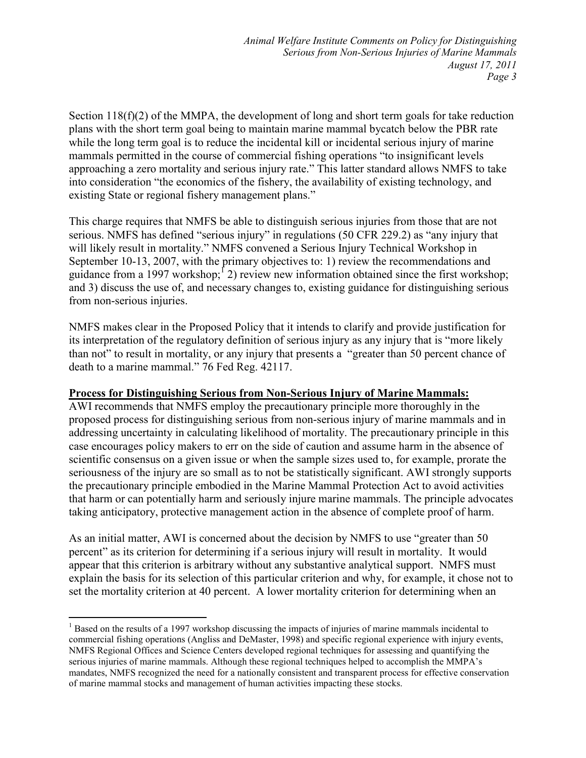Section 118(f)(2) of the MMPA, the development of long and short term goals for take reduction plans with the short term goal being to maintain marine mammal bycatch below the PBR rate while the long term goal is to reduce the incidental kill or incidental serious injury of marine mammals permitted in the course of commercial fishing operations "to insignificant levels approaching a zero mortality and serious injury rate." This latter standard allows NMFS to take into consideration "the economics of the fishery, the availability of existing technology, and existing State or regional fishery management plans."

This charge requires that NMFS be able to distinguish serious injuries from those that are not serious. NMFS has defined "serious injury" in regulations (50 CFR 229.2) as "any injury that will likely result in mortality." NMFS convened a Serious Injury Technical Workshop in September 10-13, 2007, with the primary objectives to: 1) review the recommendations and guidance from a 1997 workshop;[1] 2) review new information obtained since the first workshop; and 3) discuss the use of, and necessary changes to, existing guidance for distinguishing serious from non-serious injuries.

NMFS makes clear in the Proposed Policy that it intends to clarify and provide justification for its interpretation of the regulatory definition of serious injury as any injury that is "more likely than not" to result in mortality, or any injury that presents a "greater than 50 percent chance of death to a marine mammal." 76 Fed Reg. 42117.

**Process for Distinguishing Serious from Non-Serious Injury of Marine Mammals:**

AWI recommends that NMFS employ the precautionary principle more thoroughly in the proposed process for distinguishing serious from non-serious injury of marine mammals and in addressing uncertainty in calculating likelihood of mortality. The precautionary principle in this case encourages policy makers to err on the side of caution and assume harm in the absence of scientific consensus on a given issue or when the sample sizes used to, for example, prorate the seriousness of the injury are so small as to not be statistically significant. AWI strongly supports the precautionary principle embodied in the Marine Mammal Protection Act to avoid activities that harm or can potentially harm and seriously injure marine mammals. The principle advocates taking anticipatory, protective management action in the absence of complete proof of harm.

As an initial matter, AWI is concerned about the decision by NMFS to use "greater than 50 percent" as its criterion for determining if a serious injury will result in mortality. It would appear that this criterion is arbitrary without any substantive analytical support. NMFS must explain the basis for its selection of this particular criterion and why, for example, it chose not to set the mortality criterion at 40 percent. A lower mortality criterion for determining when an

[1] Based on the results of a 1997 workshop discussing the impacts of injuries of marine mammals incidental to commercial fishing operations (Angliss and DeMaster, 1998) and specific regional experience with injury events, NMFS Regional Offices and Science Centers developed regional techniques for assessing and quantifying the serious injuries of marine mammals. Although these regional techniques helped to accomplish the MMPA's mandates, NMFS recognized the need for a nationally consistent and transparent process for effective conservation of marine mammal stocks and management of human activities impacting these stocks.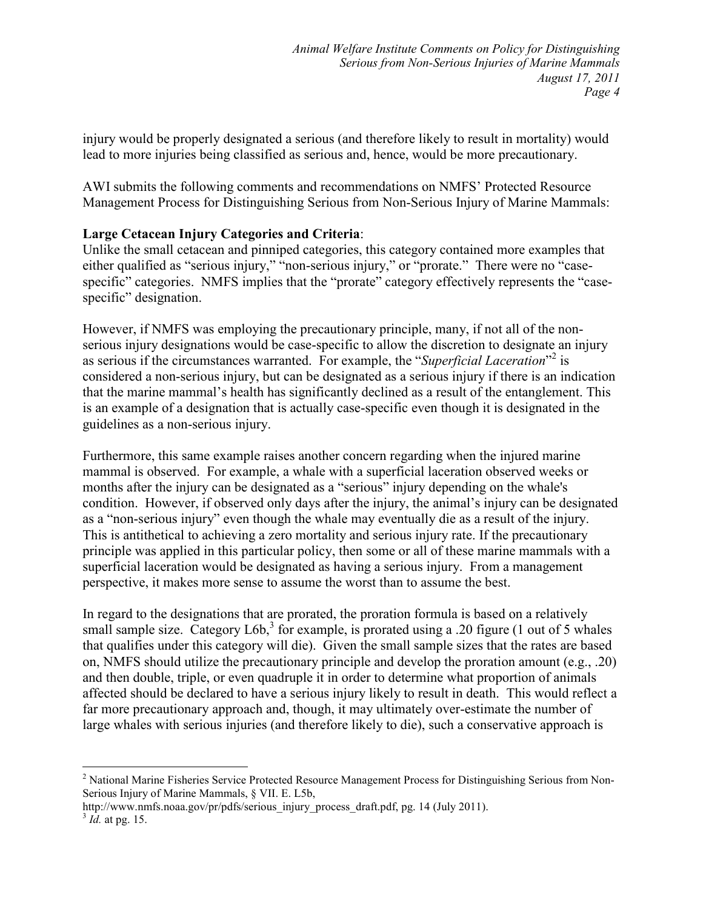injury would be properly designated a serious (and therefore likely to result in mortality) would lead to more injuries being classified as serious and, hence, would be more precautionary.

AWI submits the following comments and recommendations on NMFS' Protected Resource Management Process for Distinguishing Serious from Non-Serious Injury of Marine Mammals:

**Large Cetacean Injury Categories and Criteria**:
Unlike the small cetacean and pinniped categories, this category contained more examples that either qualified as "serious injury," "non-serious injury," or "prorate." There were no "case-specific" categories. NMFS implies that the "prorate" category effectively represents the "case-specific" designation.

However, if NMFS was employing the precautionary principle, many, if not all of the non-serious injury designations would be case-specific to allow the discretion to designate an injury as serious if the circumstances warranted. For example, the "*Superficial Laceration*"[2] is considered a non-serious injury, but can be designated as a serious injury if there is an indication that the marine mammal's health has significantly declined as a result of the entanglement. This is an example of a designation that is actually case-specific even though it is designated in the guidelines as a non-serious injury.

Furthermore, this same example raises another concern regarding when the injured marine mammal is observed. For example, a whale with a superficial laceration observed weeks or months after the injury can be designated as a "serious" injury depending on the whale's condition. However, if observed only days after the injury, the animal's injury can be designated as a "non-serious injury" even though the whale may eventually die as a result of the injury. This is antithetical to achieving a zero mortality and serious injury rate. If the precautionary principle was applied in this particular policy, then some or all of these marine mammals with a superficial laceration would be designated as having a serious injury. From a management perspective, it makes more sense to assume the worst than to assume the best.

In regard to the designations that are prorated, the proration formula is based on a relatively small sample size. Category L6b,[3] for example, is prorated using a .20 figure (1 out of 5 whales that qualifies under this category will die). Given the small sample sizes that the rates are based on, NMFS should utilize the precautionary principle and develop the proration amount (e.g., .20) and then double, triple, or even quadruple it in order to determine what proportion of animals affected should be declared to have a serious injury likely to result in death. This would reflect a far more precautionary approach and, though, it may ultimately over-estimate the number of large whales with serious injuries (and therefore likely to die), such a conservative approach is

---

[2] National Marine Fisheries Service Protected Resource Management Process for Distinguishing Serious from Non-Serious Injury of Marine Mammals, § VII. E. L5b, http://www.nmfs.noaa.gov/pr/pdfs/serious_injury_process_draft.pdf, pg. 14 (July 2011).

[3] *Id.* at pg. 15.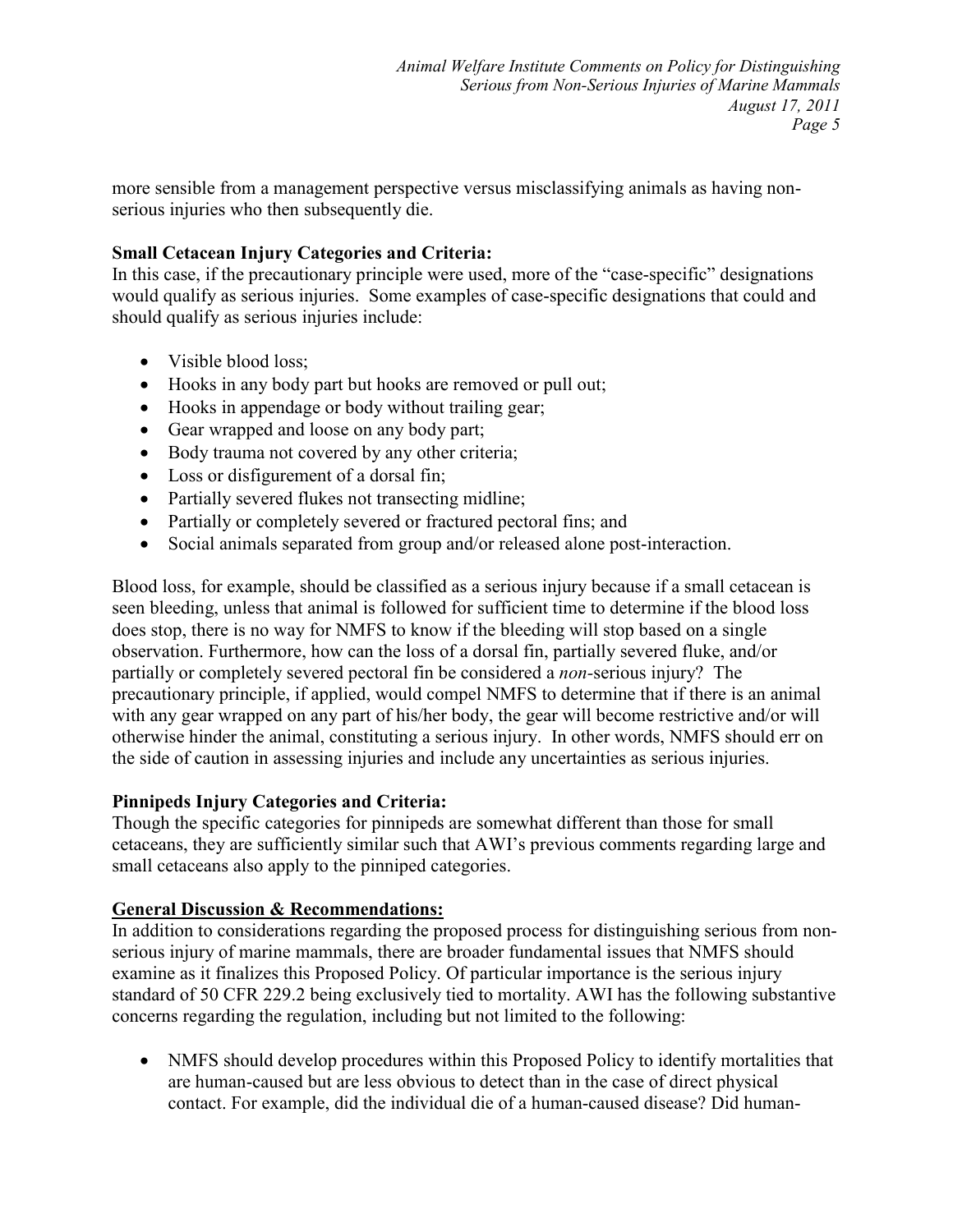more sensible from a management perspective versus misclassifying animals as having non-serious injuries who then subsequently die.

**Small Cetacean Injury Categories and Criteria:**
In this case, if the precautionary principle were used, more of the "case-specific" designations would qualify as serious injuries. Some examples of case-specific designations that could and should qualify as serious injuries include:

- Visible blood loss;
- Hooks in any body part but hooks are removed or pull out;
- Hooks in appendage or body without trailing gear;
- Gear wrapped and loose on any body part;
- Body trauma not covered by any other criteria;
- Loss or disfigurement of a dorsal fin;
- Partially severed flukes not transecting midline;
- Partially or completely severed or fractured pectoral fins; and
- Social animals separated from group and/or released alone post-interaction.

Blood loss, for example, should be classified as a serious injury because if a small cetacean is seen bleeding, unless that animal is followed for sufficient time to determine if the blood loss does stop, there is no way for NMFS to know if the bleeding will stop based on a single observation. Furthermore, how can the loss of a dorsal fin, partially severed fluke, and/or partially or completely severed pectoral fin be considered a *non*-serious injury? The precautionary principle, if applied, would compel NMFS to determine that if there is an animal with any gear wrapped on any part of his/her body, the gear will become restrictive and/or will otherwise hinder the animal, constituting a serious injury. In other words, NMFS should err on the side of caution in assessing injuries and include any uncertainties as serious injuries.

**Pinnipeds Injury Categories and Criteria:**
Though the specific categories for pinnipeds are somewhat different than those for small cetaceans, they are sufficiently similar such that AWI's previous comments regarding large and small cetaceans also apply to the pinniped categories.

**General Discussion & Recommendations:**
In addition to considerations regarding the proposed process for distinguishing serious from non-serious injury of marine mammals, there are broader fundamental issues that NMFS should examine as it finalizes this Proposed Policy. Of particular importance is the serious injury standard of 50 CFR 229.2 being exclusively tied to mortality. AWI has the following substantive concerns regarding the regulation, including but not limited to the following:

- NMFS should develop procedures within this Proposed Policy to identify mortalities that are human-caused but are less obvious to detect than in the case of direct physical contact. For example, did the individual die of a human-caused disease? Did human-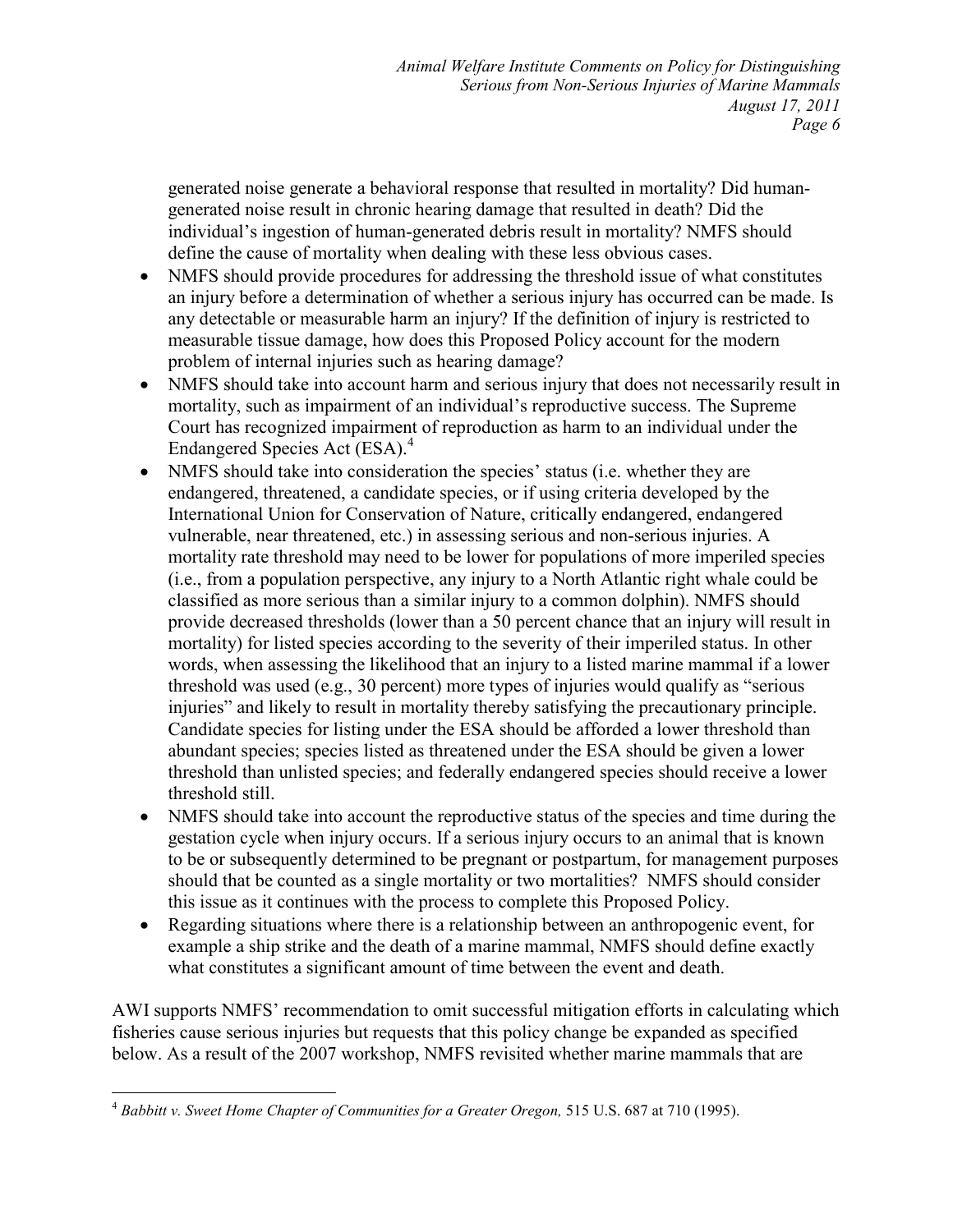generated noise generate a behavioral response that resulted in mortality? Did human-generated noise result in chronic hearing damage that resulted in death? Did the individual's ingestion of human-generated debris result in mortality? NMFS should define the cause of mortality when dealing with these less obvious cases.

- NMFS should provide procedures for addressing the threshold issue of what constitutes an injury before a determination of whether a serious injury has occurred can be made. Is any detectable or measurable harm an injury? If the definition of injury is restricted to measurable tissue damage, how does this Proposed Policy account for the modern problem of internal injuries such as hearing damage?
- NMFS should take into account harm and serious injury that does not necessarily result in mortality, such as impairment of an individual's reproductive success. The Supreme Court has recognized impairment of reproduction as harm to an individual under the Endangered Species Act (ESA).[4]
- NMFS should take into consideration the species' status (i.e. whether they are endangered, threatened, a candidate species, or if using criteria developed by the International Union for Conservation of Nature, critically endangered, endangered vulnerable, near threatened, etc.) in assessing serious and non-serious injuries. A mortality rate threshold may need to be lower for populations of more imperiled species (i.e., from a population perspective, any injury to a North Atlantic right whale could be classified as more serious than a similar injury to a common dolphin). NMFS should provide decreased thresholds (lower than a 50 percent chance that an injury will result in mortality) for listed species according to the severity of their imperiled status. In other words, when assessing the likelihood that an injury to a listed marine mammal if a lower threshold was used (e.g., 30 percent) more types of injuries would qualify as "serious injuries" and likely to result in mortality thereby satisfying the precautionary principle. Candidate species for listing under the ESA should be afforded a lower threshold than abundant species; species listed as threatened under the ESA should be given a lower threshold than unlisted species; and federally endangered species should receive a lower threshold still.
- NMFS should take into account the reproductive status of the species and time during the gestation cycle when injury occurs. If a serious injury occurs to an animal that is known to be or subsequently determined to be pregnant or postpartum, for management purposes should that be counted as a single mortality or two mortalities? NMFS should consider this issue as it continues with the process to complete this Proposed Policy.
- Regarding situations where there is a relationship between an anthropogenic event, for example a ship strike and the death of a marine mammal, NMFS should define exactly what constitutes a significant amount of time between the event and death.

AWI supports NMFS' recommendation to omit successful mitigation efforts in calculating which fisheries cause serious injuries but requests that this policy change be expanded as specified below. As a result of the 2007 workshop, NMFS revisited whether marine mammals that are

[4] *Babbitt v. Sweet Home Chapter of Communities for a Greater Oregon,* 515 U.S. 687 at 710 (1995).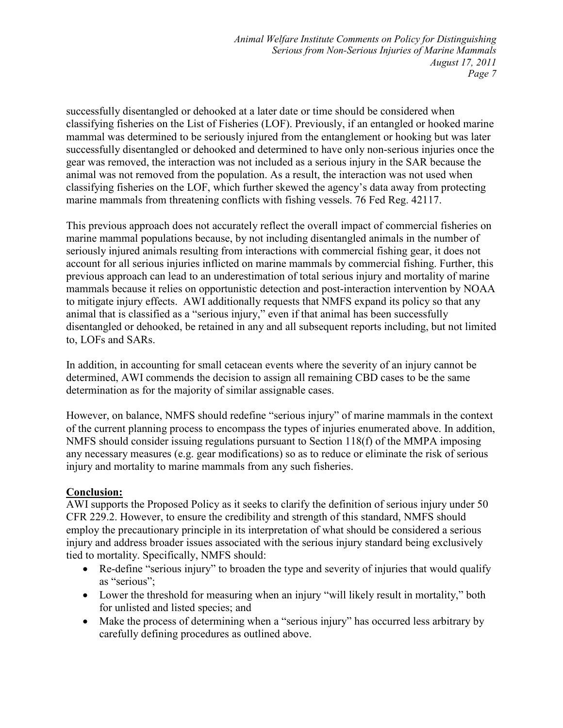successfully disentangled or dehooked at a later date or time should be considered when classifying fisheries on the List of Fisheries (LOF). Previously, if an entangled or hooked marine mammal was determined to be seriously injured from the entanglement or hooking but was later successfully disentangled or dehooked and determined to have only non-serious injuries once the gear was removed, the interaction was not included as a serious injury in the SAR because the animal was not removed from the population. As a result, the interaction was not used when classifying fisheries on the LOF, which further skewed the agency's data away from protecting marine mammals from threatening conflicts with fishing vessels. 76 Fed Reg. 42117.

This previous approach does not accurately reflect the overall impact of commercial fisheries on marine mammal populations because, by not including disentangled animals in the number of seriously injured animals resulting from interactions with commercial fishing gear, it does not account for all serious injuries inflicted on marine mammals by commercial fishing. Further, this previous approach can lead to an underestimation of total serious injury and mortality of marine mammals because it relies on opportunistic detection and post-interaction intervention by NOAA to mitigate injury effects. AWI additionally requests that NMFS expand its policy so that any animal that is classified as a "serious injury," even if that animal has been successfully disentangled or dehooked, be retained in any and all subsequent reports including, but not limited to, LOFs and SARs.

In addition, in accounting for small cetacean events where the severity of an injury cannot be determined, AWI commends the decision to assign all remaining CBD cases to be the same determination as for the majority of similar assignable cases.

However, on balance, NMFS should redefine "serious injury" of marine mammals in the context of the current planning process to encompass the types of injuries enumerated above. In addition, NMFS should consider issuing regulations pursuant to Section 118(f) of the MMPA imposing any necessary measures (e.g. gear modifications) so as to reduce or eliminate the risk of serious injury and mortality to marine mammals from any such fisheries.

**Conclusion:**

AWI supports the Proposed Policy as it seeks to clarify the definition of serious injury under 50 CFR 229.2. However, to ensure the credibility and strength of this standard, NMFS should employ the precautionary principle in its interpretation of what should be considered a serious injury and address broader issues associated with the serious injury standard being exclusively tied to mortality. Specifically, NMFS should:

- Re-define "serious injury" to broaden the type and severity of injuries that would qualify as "serious";
- Lower the threshold for measuring when an injury "will likely result in mortality," both for unlisted and listed species; and
- Make the process of determining when a "serious injury" has occurred less arbitrary by carefully defining procedures as outlined above.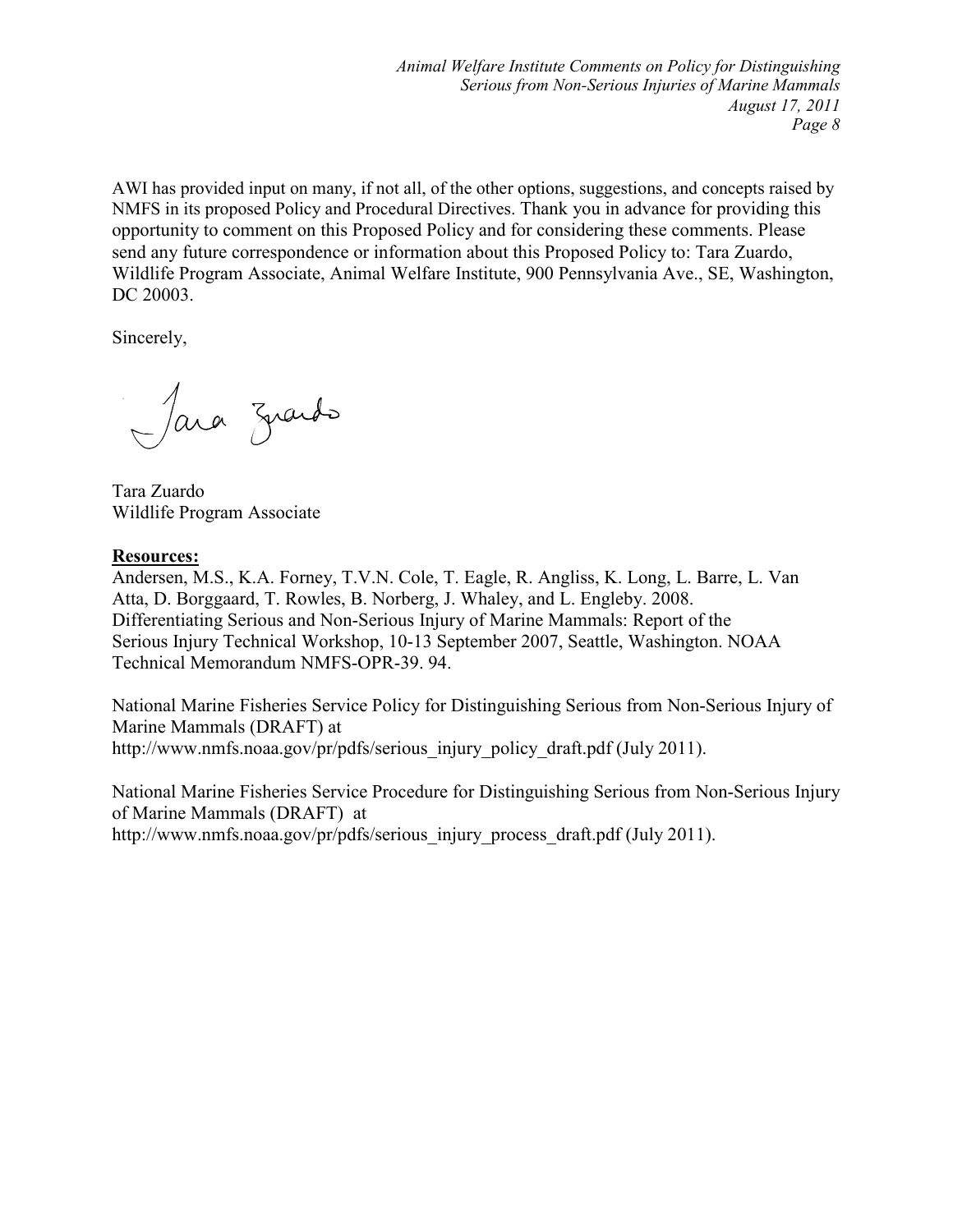AWI has provided input on many, if not all, of the other options, suggestions, and concepts raised by NMFS in its proposed Policy and Procedural Directives. Thank you in advance for providing this opportunity to comment on this Proposed Policy and for considering these comments. Please send any future correspondence or information about this Proposed Policy to: Tara Zuardo, Wildlife Program Associate, Animal Welfare Institute, 900 Pennsylvania Ave., SE, Washington, DC 20003.

Sincerely,

Tara Zuardo
Wildlife Program Associate

**Resources:**

Andersen, M.S., K.A. Forney, T.V.N. Cole, T. Eagle, R. Angliss, K. Long, L. Barre, L. Van Atta, D. Borggaard, T. Rowles, B. Norberg, J. Whaley, and L. Engleby. 2008. Differentiating Serious and Non-Serious Injury of Marine Mammals: Report of the Serious Injury Technical Workshop, 10-13 September 2007, Seattle, Washington. NOAA Technical Memorandum NMFS-OPR-39. 94.

National Marine Fisheries Service Policy for Distinguishing Serious from Non-Serious Injury of Marine Mammals (DRAFT) at http://www.nmfs.noaa.gov/pr/pdfs/serious_injury_policy_draft.pdf (July 2011).

National Marine Fisheries Service Procedure for Distinguishing Serious from Non-Serious Injury of Marine Mammals (DRAFT) at http://www.nmfs.noaa.gov/pr/pdfs/serious_injury_process_draft.pdf (July 2011).